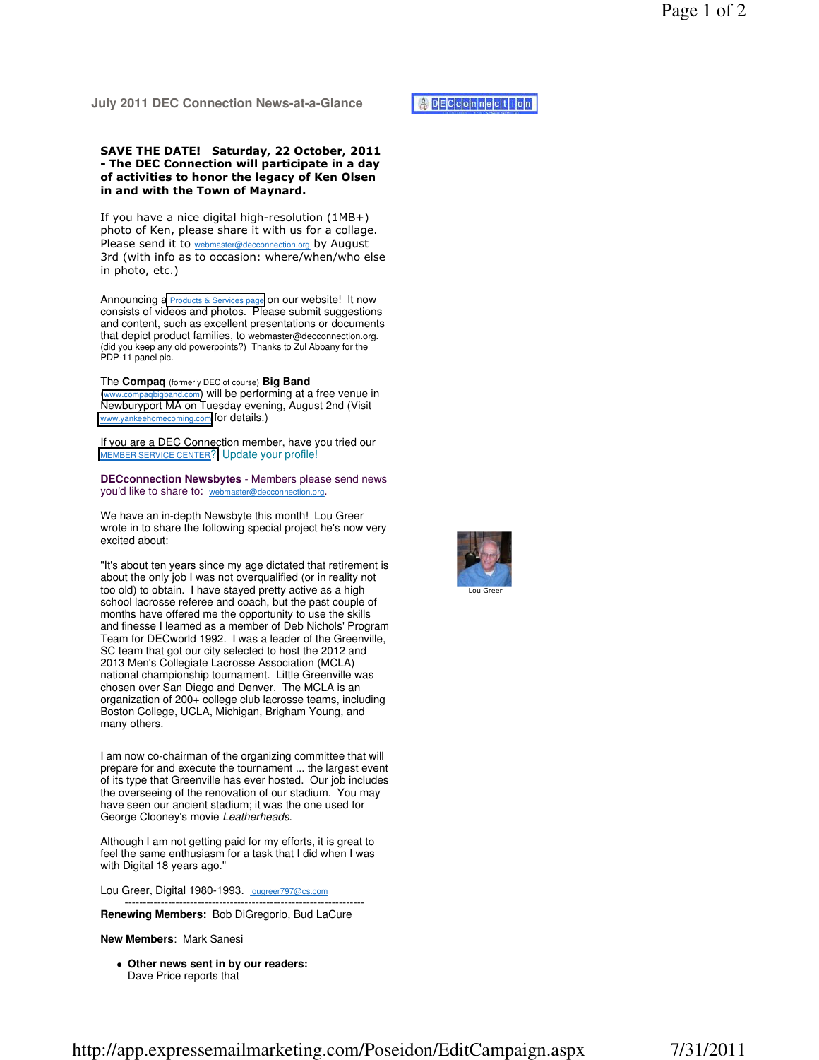## July 2011 DEC Connection News-at-a-Glance

**SAVE THE DATE! Saturday, 22 October, 2011 - The DEC Connection will participate in a day of activities to honor the legacy of Ken Olsen in and with the Town of Maynard.**

If you have a nice digital high-resolution (1MB+) photo of Ken, please share it with us for a collage. Please send it to webmaster@decconnection.org by August 3rd (with info as to occasion: where/when/who else in photo, etc.)

Announcing a Products & Services page on our website! It now consists of videos and photos. Please submit suggestions and content, such as excellent presentations or documents that depict product families, to webmaster@decconnection.org. (did you keep any old powerpoints?) Thanks to Zul Abbany for the PDP-11 panel pic.

The **Compaq** (formerly DEC of course) **Big Band** (www.compaqbigband.com) will be performing at a free venue in Newburyport MA on Tuesday evening, August 2nd (Visit www.yankeehomecoming.com for details.)

If you are a DEC Connection member, have you tried our MEMBER SERVICE CENTER? Update your profile!

**DECconnection Newsbytes** - Members please send news you'd like to share to: webmaster@decconnection.org.

We have an in-depth Newsbyte this month! Lou Greer wrote in to share the following special project he's now very excited about:

Lou Greer

"It's about ten years since my age dictated that retirement is about the only job I was not overqualified (or in reality not too old) to obtain. I have stayed pretty active as a high school lacrosse referee and coach, but the past couple of months have offered me the opportunity to use the skills and finesse I learned as a member of Deb Nichols' Program Team for DECworld 1992. I was a leader of the Greenville, SC team that got our city selected to host the 2012 and 2013 Men's Collegiate Lacrosse Association (MCLA) national championship tournament. Little Greenville was chosen over San Diego and Denver. The MCLA is an organization of 200+ college club lacrosse teams, including Boston College, UCLA, Michigan, Brigham Young, and many others.

I am now co-chairman of the organizing committee that will prepare for and execute the tournament ... the largest event of its type that Greenville has ever hosted. Our job includes the overseeing of the renovation of our stadium. You may have seen our ancient stadium; it was the one used for George Clooney's movie *Leatherheads*.

Although I am not getting paid for my efforts, it is great to feel the same enthusiasm for a task that I did when I was with Digital 18 years ago."

Lou Greer, Digital 1980-1993. lougreer797@cs.com

---

**Renewing Members:** Bob DiGregorio, Bud LaCure

**New Members**: Mark Sanesi

- **Other news sent in by our readers:**
  Dave Price reports that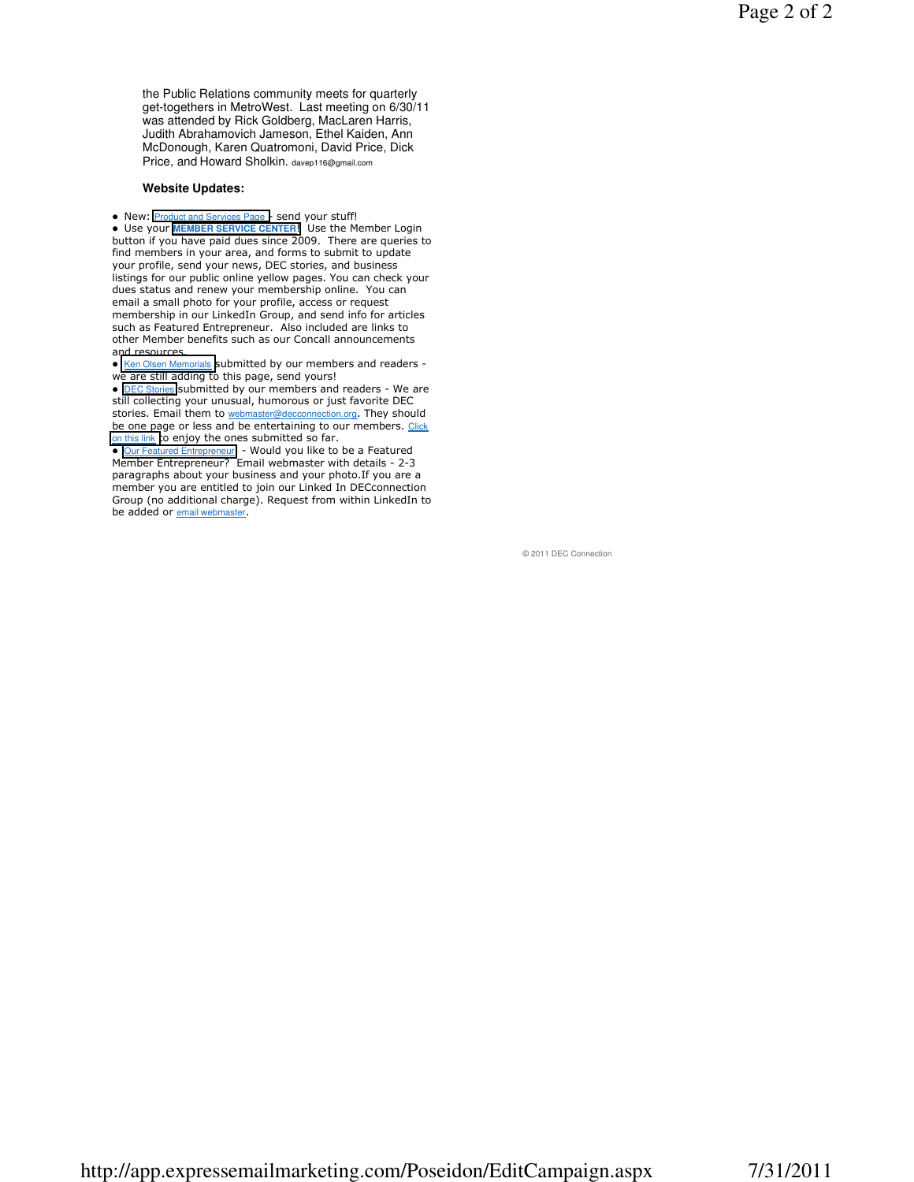the Public Relations community meets for quarterly get-togethers in MetroWest. Last meeting on 6/30/11 was attended by Rick Goldberg, MacLaren Harris, Judith Abrahamovich Jameson, Ethel Kaiden, Ann McDonough, Karen Quatromoni, David Price, Dick Price, and Howard Sholkin. davep116@gmail.com

**Website Updates:**

- New: Product and Services Page - send your stuff!
- Use your **MEMBER SERVICE CENTER!** Use the Member Login button if you have paid dues since 2009. There are queries to find members in your area, and forms to submit to update your profile, send your news, DEC stories, and business listings for our public online yellow pages. You can check your dues status and renew your membership online. You can email a small photo for your profile, access or request membership in our LinkedIn Group, and send info for articles such as Featured Entrepreneur. Also included are links to other Member benefits such as our Concall announcements and resources.
- Ken Olsen Memorials submitted by our members and readers - we are still adding to this page, send yours!
- DEC Stories submitted by our members and readers - We are still collecting your unusual, humorous or just favorite DEC stories. Email them to webmaster@decconnection.org. They should be one page or less and be entertaining to our members. Click on this link to enjoy the ones submitted so far.
- Our Featured Entrepreneur - Would you like to be a Featured Member Entrepreneur? Email webmaster with details - 2-3 paragraphs about your business and your photo.If you are a member you are entitled to join our Linked In DECconnection Group (no additional charge). Request from within LinkedIn to be added or email webmaster.

© 2011 DEC Connection